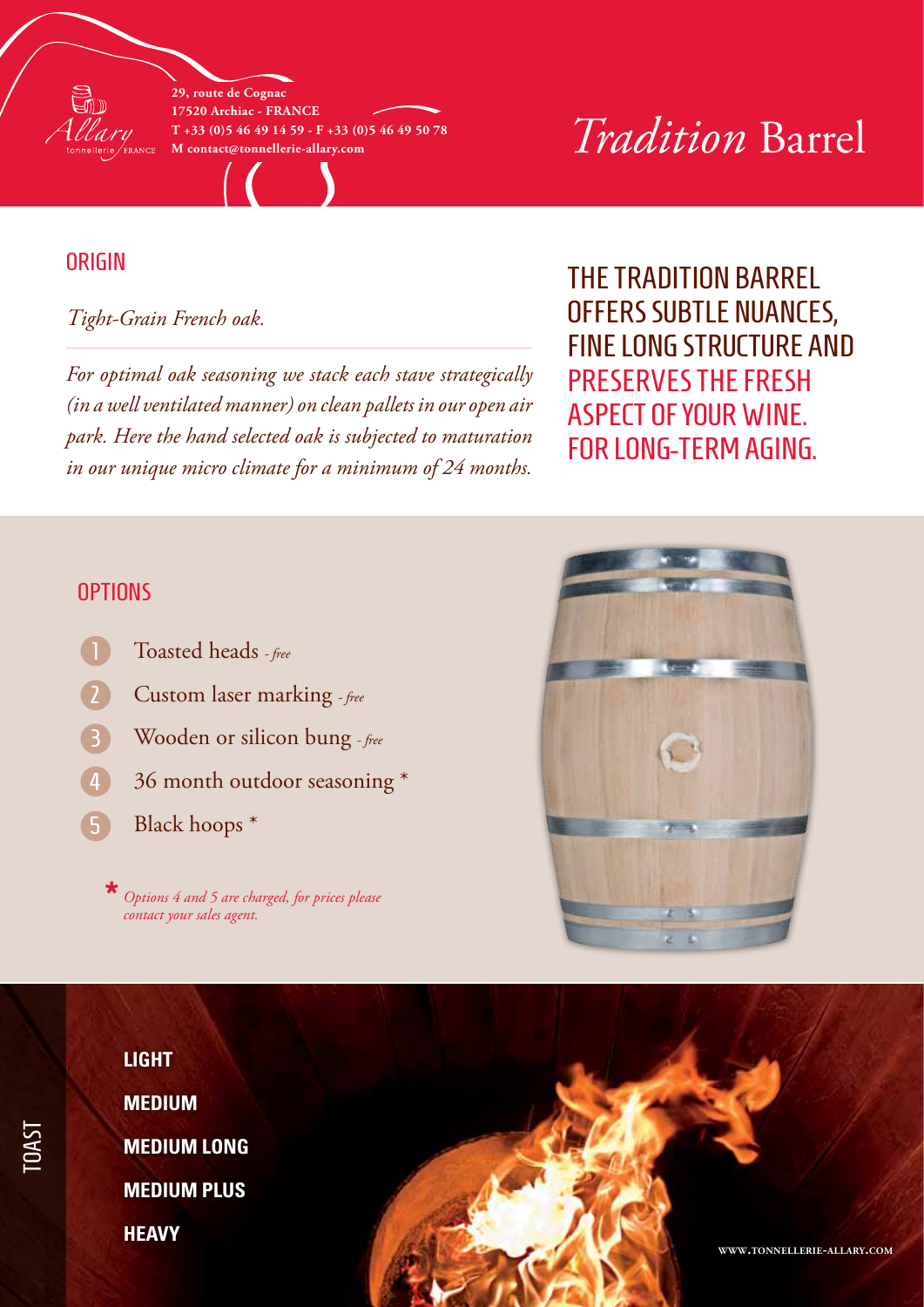29, route de Cognac
17520 Archiac - FRANCE
T +33 (0)5 46 49 14 59 - F +33 (0)5 46 49 50 78
M contact@tonnellerie-allary.com

# *Tradition* Barrel

## ORIGIN

*Tight-Grain French oak.*

*For optimal oak seasoning we stack each stave strategically (in a well ventilated manner) on clean pallets in our open air park. Here the hand selected oak is subjected to maturation in our unique micro climate for a minimum of 24 months.*

THE TRADITION BARREL OFFERS SUBTLE NUANCES, FINE LONG STRUCTURE AND PRESERVES THE FRESH ASPECT OF YOUR WINE. FOR LONG-TERM AGING.

## OPTIONS

1. Toasted heads *- free*
2. Custom laser marking *- free*
3. Wooden or silicon bung *- free*
4. 36 month outdoor seasoning *
5. Black hoops *

\* *Options 4 and 5 are charged, for prices please contact your sales agent.*

## TOAST

- **LIGHT**
- **MEDIUM**
- **MEDIUM LONG**
- **MEDIUM PLUS**
- **HEAVY**

WWW.TONNELLERIE-ALLARY.COM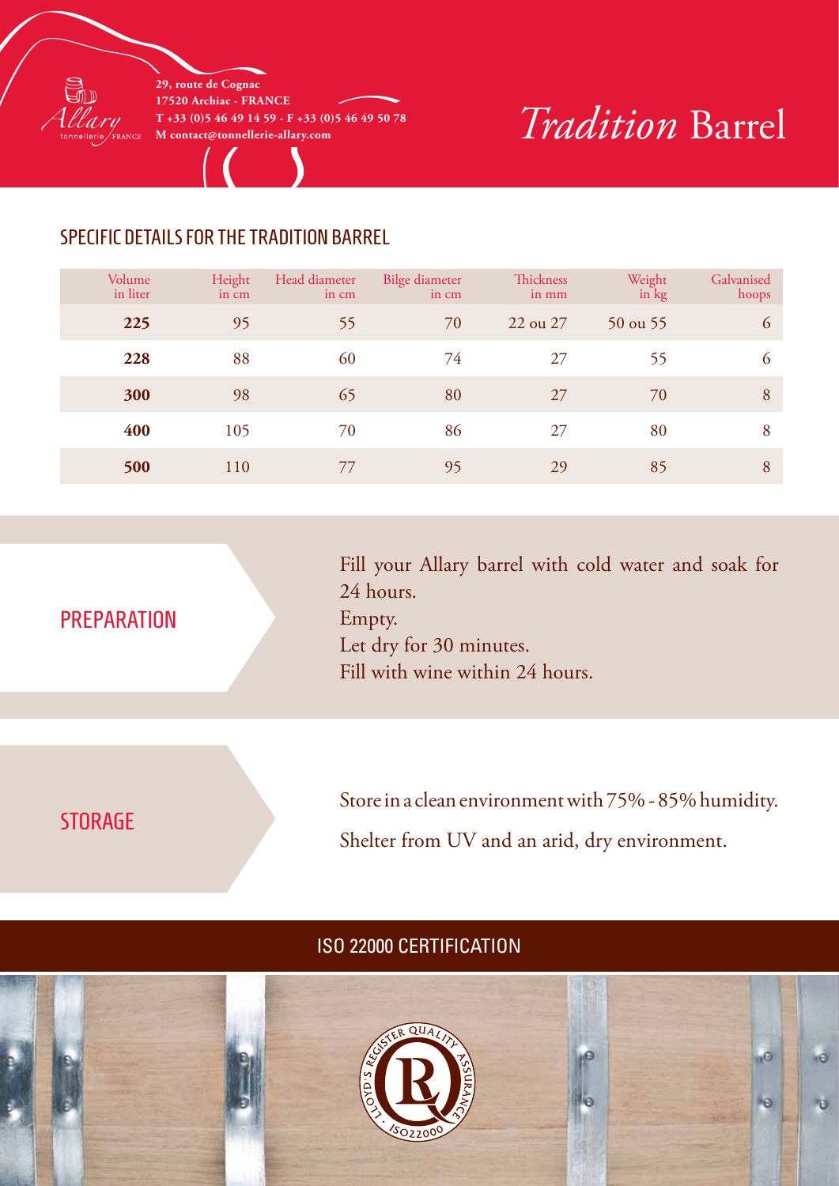29, route de Cognac
17520 Archiac - FRANCE
T +33 (0)5 46 49 14 59 - F +33 (0)5 46 49 50 78
M contact@tonnellerie-allary.com

# *Tradition* Barrel

## SPECIFIC DETAILS FOR THE TRADITION BARREL

| Volume in liter | Height in cm | Head diameter in cm | Bilge diameter in cm | Thickness in mm | Weight in kg | Galvanised hoops |
|---|---|---|---|---|---|---|
| **225** | 95 | 55 | 70 | 22 ou 27 | 50 ou 55 | 6 |
| **228** | 88 | 60 | 74 | 27 | 55 | 6 |
| **300** | 98 | 65 | 80 | 27 | 70 | 8 |
| **400** | 105 | 70 | 86 | 27 | 80 | 8 |
| **500** | 110 | 77 | 95 | 29 | 85 | 8 |

## PREPARATION

Fill your Allary barrel with cold water and soak for 24 hours.
Empty.
Let dry for 30 minutes.
Fill with wine within 24 hours.

## STORAGE

Store in a clean environment with 75% - 85% humidity.

Shelter from UV and an arid, dry environment.

## ISO 22000 CERTIFICATION